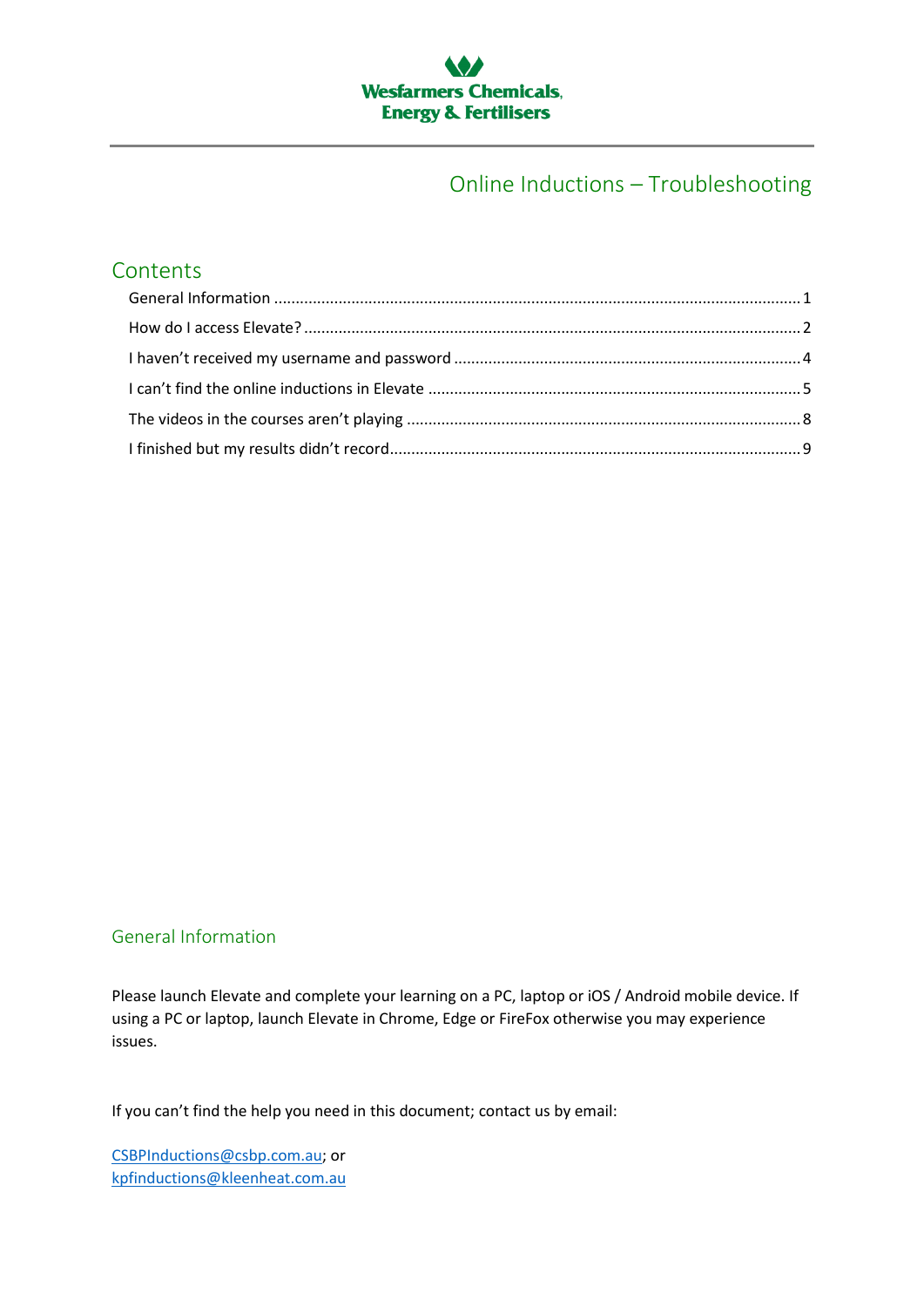Wesfarmers Chemicals, Energy & Fertilisers

# Online Inductions – Troubleshooting

## Contents

- General Information ........ 1
- How do I access Elevate? ........ 2
- I haven't received my username and password ........ 4
- I can't find the online inductions in Elevate ........ 5
- The videos in the courses aren't playing ........ 8
- I finished but my results didn't record ........ 9

## General Information

Please launch Elevate and complete your learning on a PC, laptop or iOS / Android mobile device. If using a PC or laptop, launch Elevate in Chrome, Edge or FireFox otherwise you may experience issues.

If you can't find the help you need in this document; contact us by email:

CSBPInductions@csbp.com.au; or
kpfinductions@kleenheat.com.au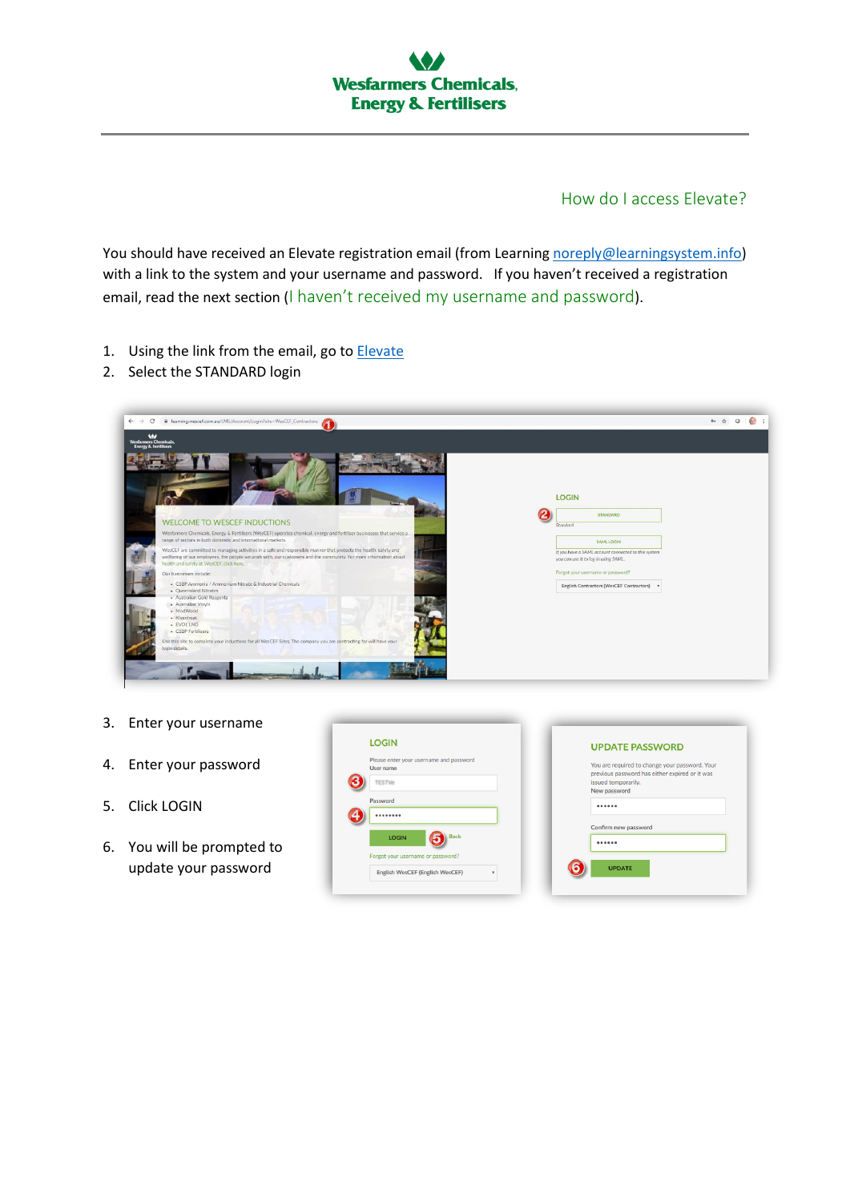## How do I access Elevate?

You should have received an Elevate registration email (from Learning noreply@learningsystem.info) with a link to the system and your username and password. If you haven't received a registration email, read the next section (I haven't received my username and password).

1. Using the link from the email, go to Elevate
2. Select the STANDARD login

3. Enter your username
4. Enter your password
5. Click LOGIN
6. You will be prompted to update your password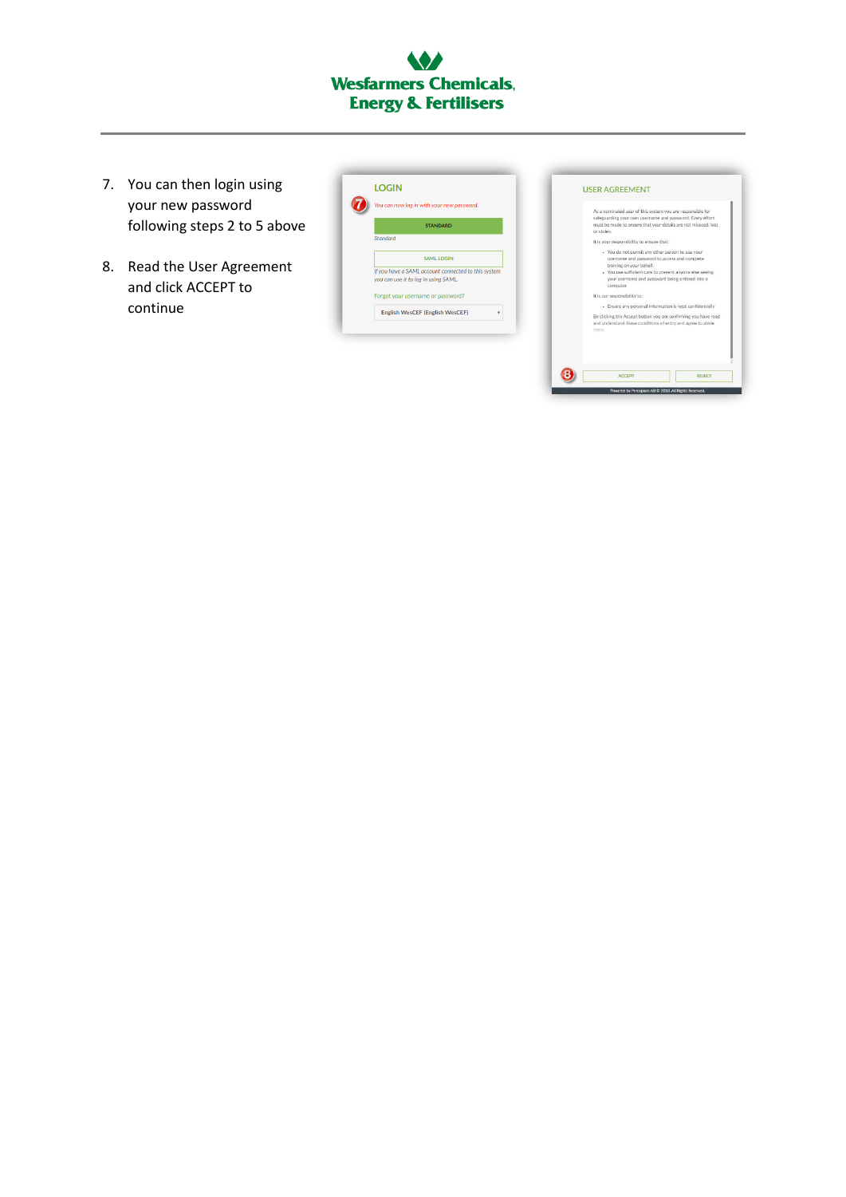7. You can then login using your new password following steps 2 to 5 above

8. Read the User Agreement and click ACCEPT to continue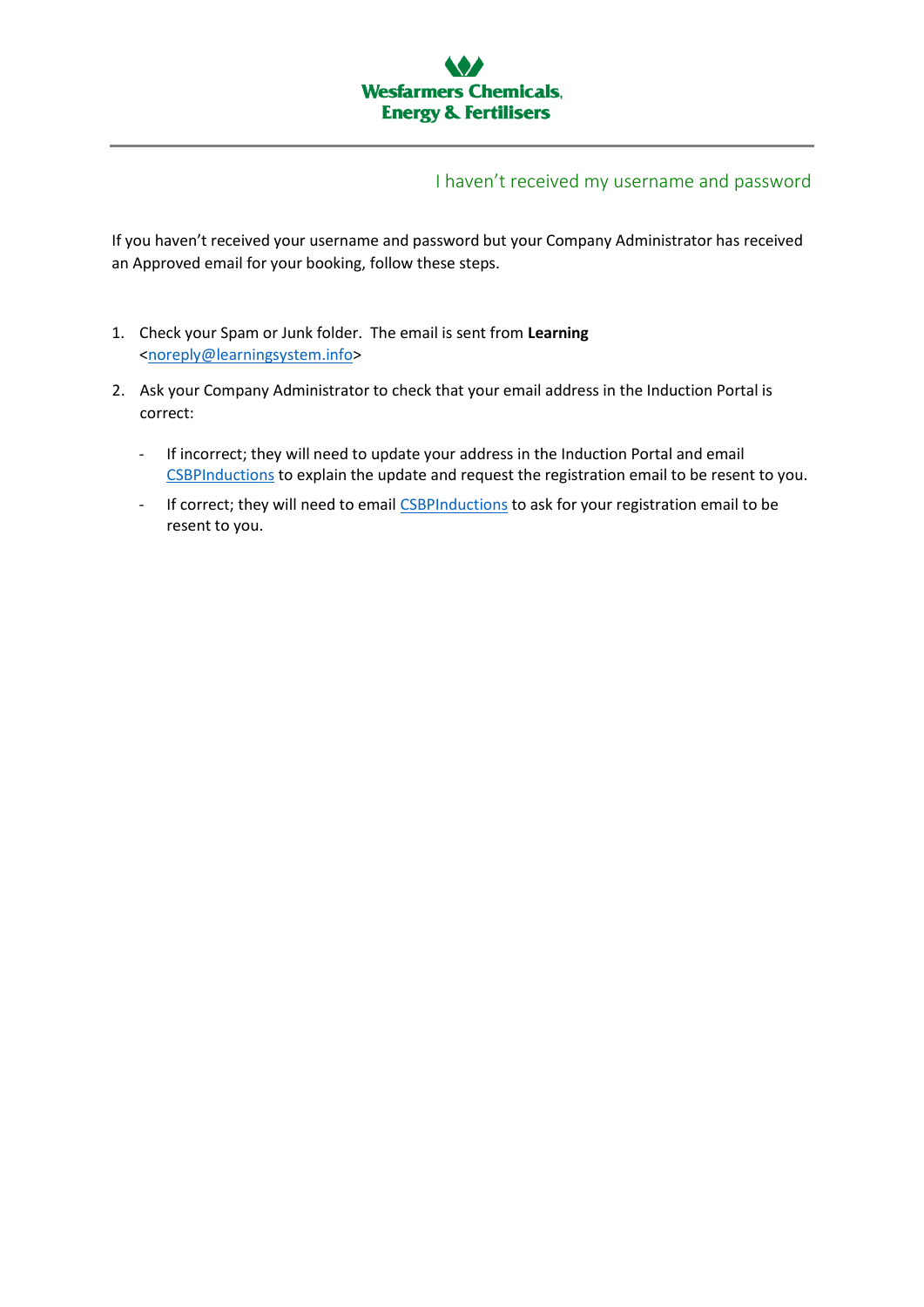# I haven't received my username and password

If you haven't received your username and password but your Company Administrator has received an Approved email for your booking, follow these steps.

1. Check your Spam or Junk folder. The email is sent from **Learning** <noreply@learningsystem.info>
2. Ask your Company Administrator to check that your email address in the Induction Portal is correct:
   - If incorrect; they will need to update your address in the Induction Portal and email CSBPInductions to explain the update and request the registration email to be resent to you.
   - If correct; they will need to email CSBPInductions to ask for your registration email to be resent to you.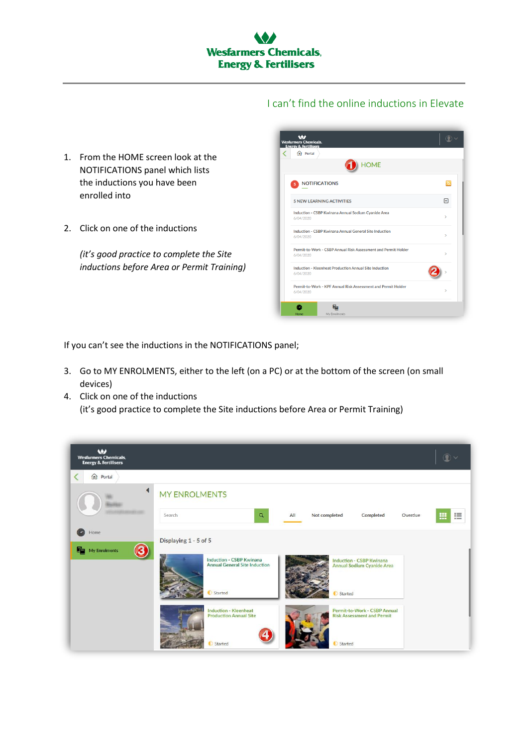# I can't find the online inductions in Elevate

1. From the HOME screen look at the NOTIFICATIONS panel which lists the inductions you have been enrolled into

2. Click on one of the inductions

   *(it's good practice to complete the Site inductions before Area or Permit Training)*

If you can't see the inductions in the NOTIFICATIONS panel;

3. Go to MY ENROLMENTS, either to the left (on a PC) or at the bottom of the screen (on small devices)
4. Click on one of the inductions
   (it's good practice to complete the Site inductions before Area or Permit Training)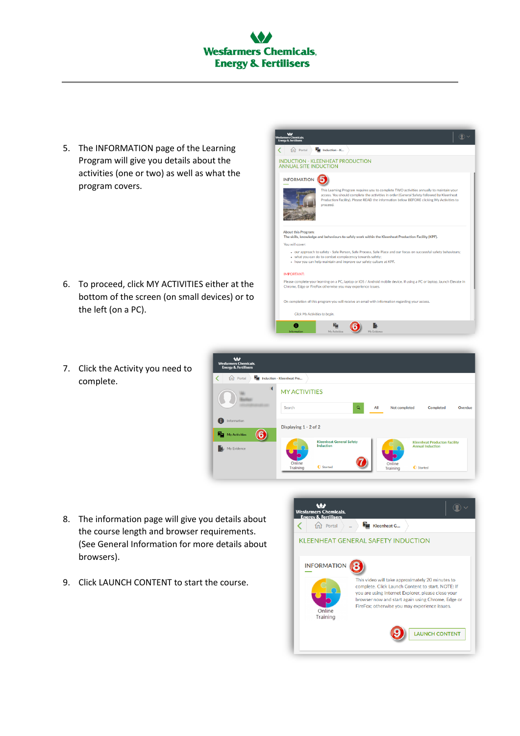5. The INFORMATION page of the Learning Program will give you details about the activities (one or two) as well as what the program covers.

6. To proceed, click MY ACTIVITIES either at the bottom of the screen (on small devices) or to the left (on a PC).

7. Click the Activity you need to complete.

8. The information page will give you details about the course length and browser requirements. (See General Information for more details about browsers).

9. Click LAUNCH CONTENT to start the course.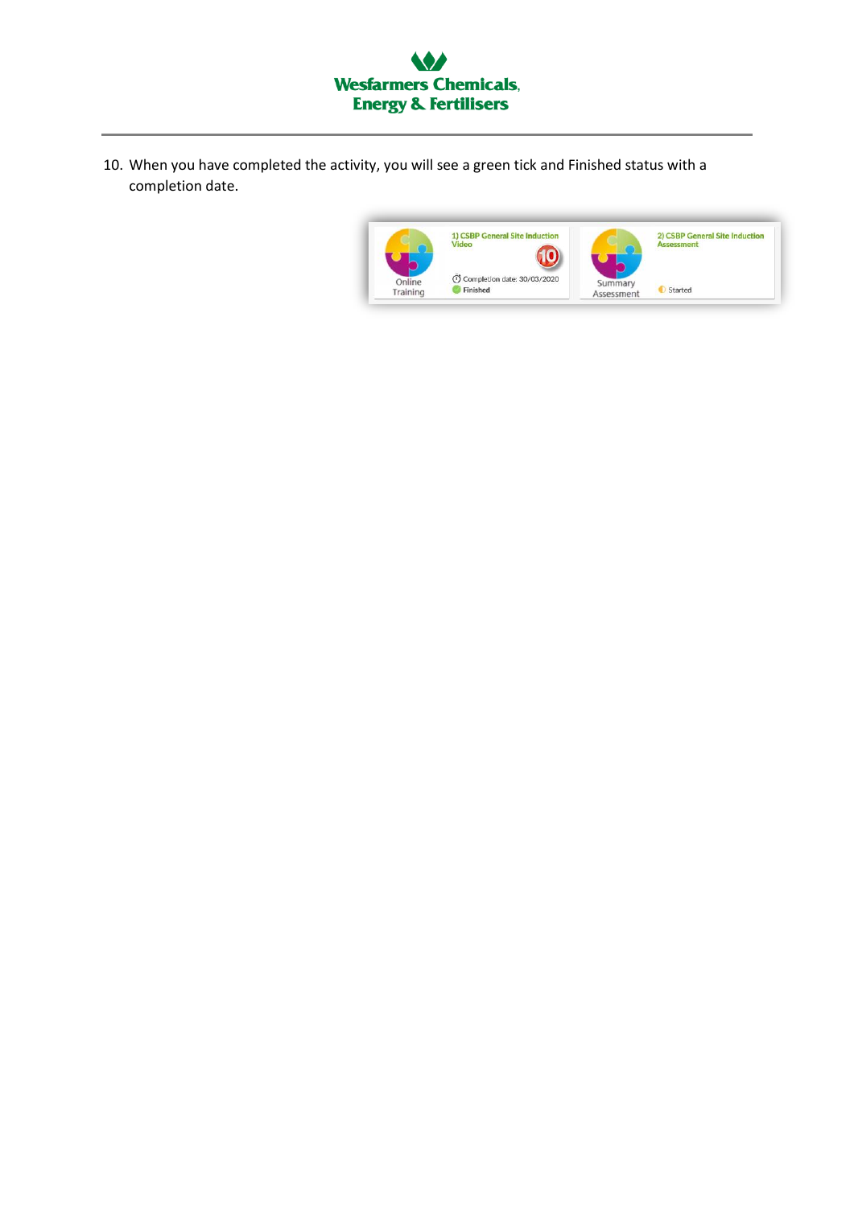10. When you have completed the activity, you will see a green tick and Finished status with a completion date.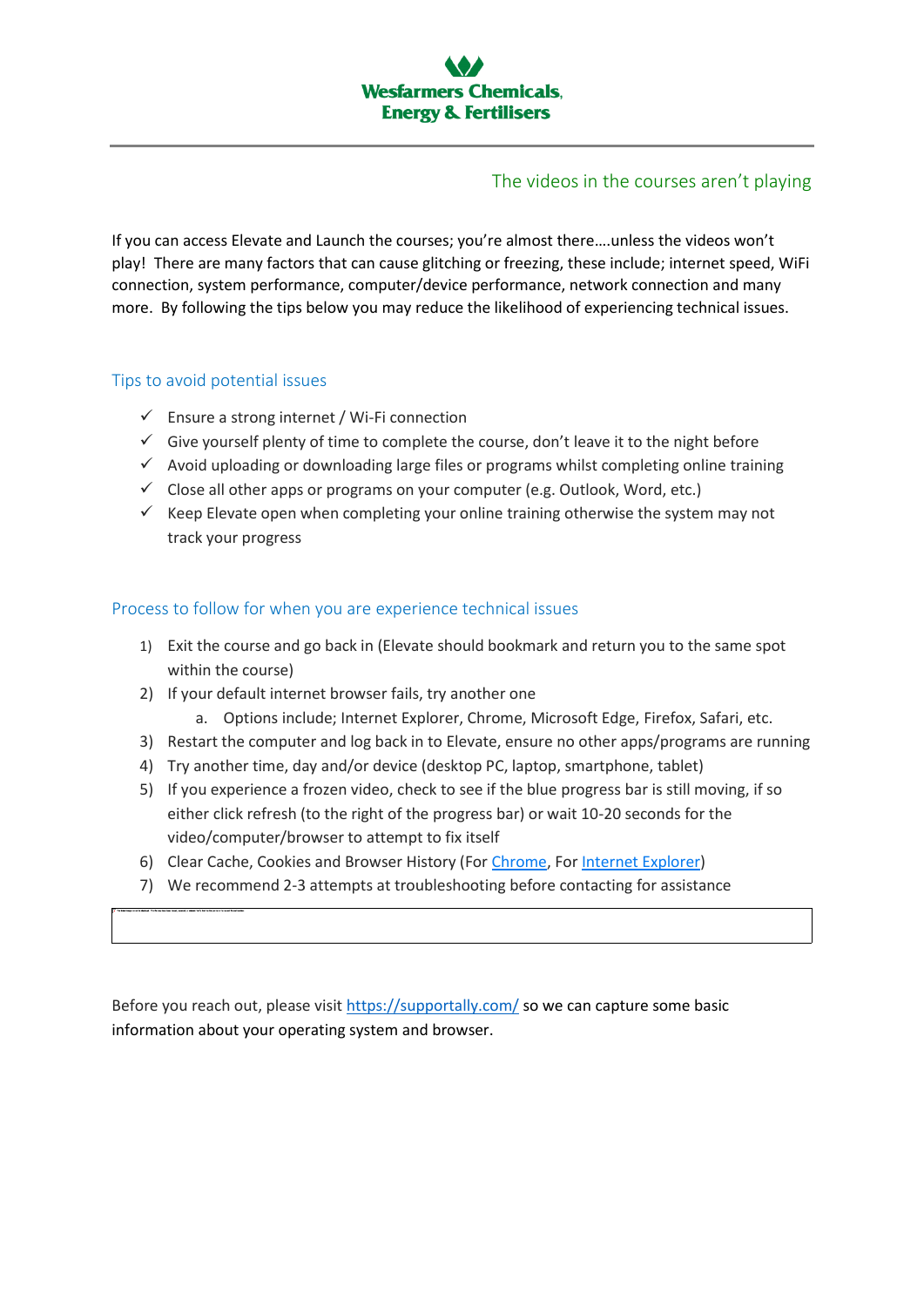Wesfarmers Chemicals, Energy & Fertilisers

## The videos in the courses aren't playing

If you can access Elevate and Launch the courses; you're almost there….unless the videos won't play! There are many factors that can cause glitching or freezing, these include; internet speed, WiFi connection, system performance, computer/device performance, network connection and many more. By following the tips below you may reduce the likelihood of experiencing technical issues.

### Tips to avoid potential issues

- ✓ Ensure a strong internet / Wi-Fi connection
- ✓ Give yourself plenty of time to complete the course, don't leave it to the night before
- ✓ Avoid uploading or downloading large files or programs whilst completing online training
- ✓ Close all other apps or programs on your computer (e.g. Outlook, Word, etc.)
- ✓ Keep Elevate open when completing your online training otherwise the system may not track your progress

### Process to follow for when you are experience technical issues

1) Exit the course and go back in (Elevate should bookmark and return you to the same spot within the course)
2) If your default internet browser fails, try another one
   a. Options include; Internet Explorer, Chrome, Microsoft Edge, Firefox, Safari, etc.
3) Restart the computer and log back in to Elevate, ensure no other apps/programs are running
4) Try another time, day and/or device (desktop PC, laptop, smartphone, tablet)
5) If you experience a frozen video, check to see if the blue progress bar is still moving, if so either click refresh (to the right of the progress bar) or wait 10-20 seconds for the video/computer/browser to attempt to fix itself
6) Clear Cache, Cookies and Browser History (For [Chrome], For [Internet Explorer])
7) We recommend 2-3 attempts at troubleshooting before contacting for assistance

Before you reach out, please visit https://supportally.com/ so we can capture some basic information about your operating system and browser.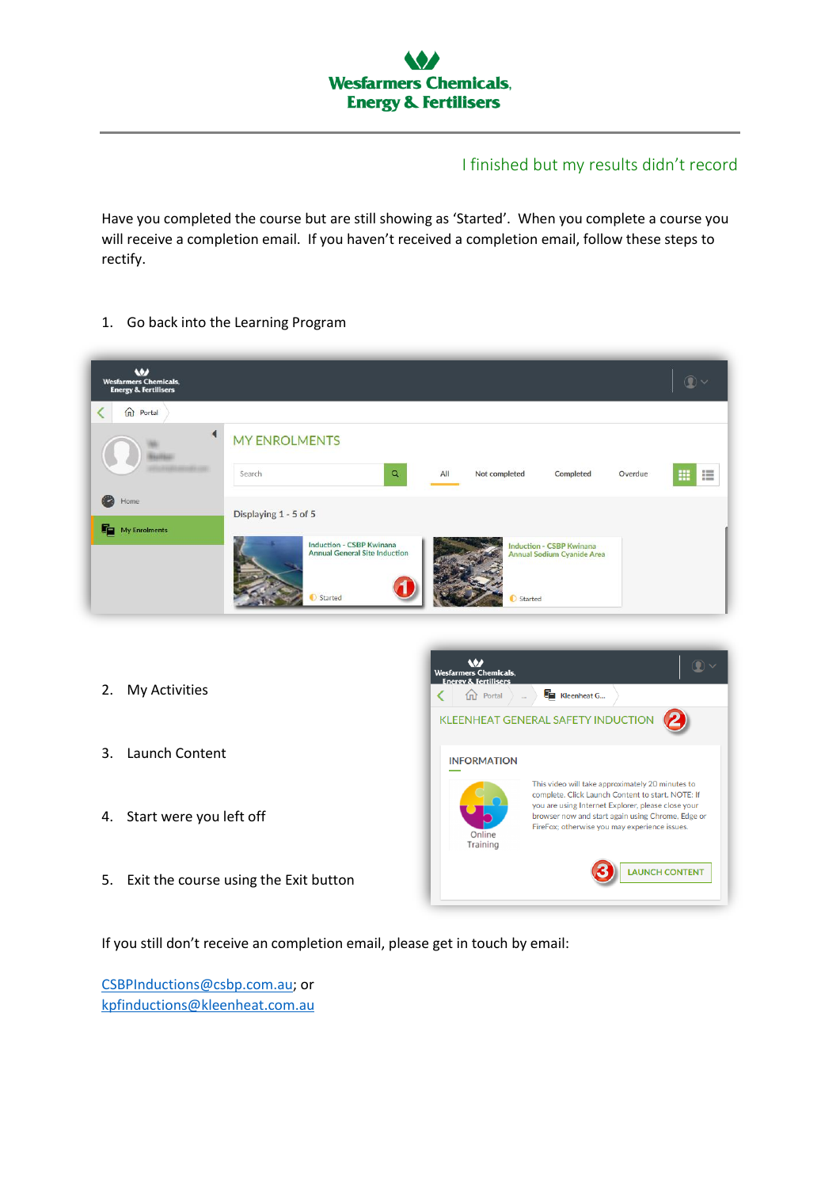# I finished but my results didn't record

Have you completed the course but are still showing as 'Started'. When you complete a course you will receive a completion email. If you haven't received a completion email, follow these steps to rectify.

1. Go back into the Learning Program
2. My Activities
3. Launch Content
4. Start were you left off
5. Exit the course using the Exit button

If you still don't receive an completion email, please get in touch by email:

[CSBPInductions@csbp.com.au](mailto:CSBPInductions@csbp.com.au); or
[kpfinductions@kleenheat.com.au](mailto:kpfinductions@kleenheat.com.au)